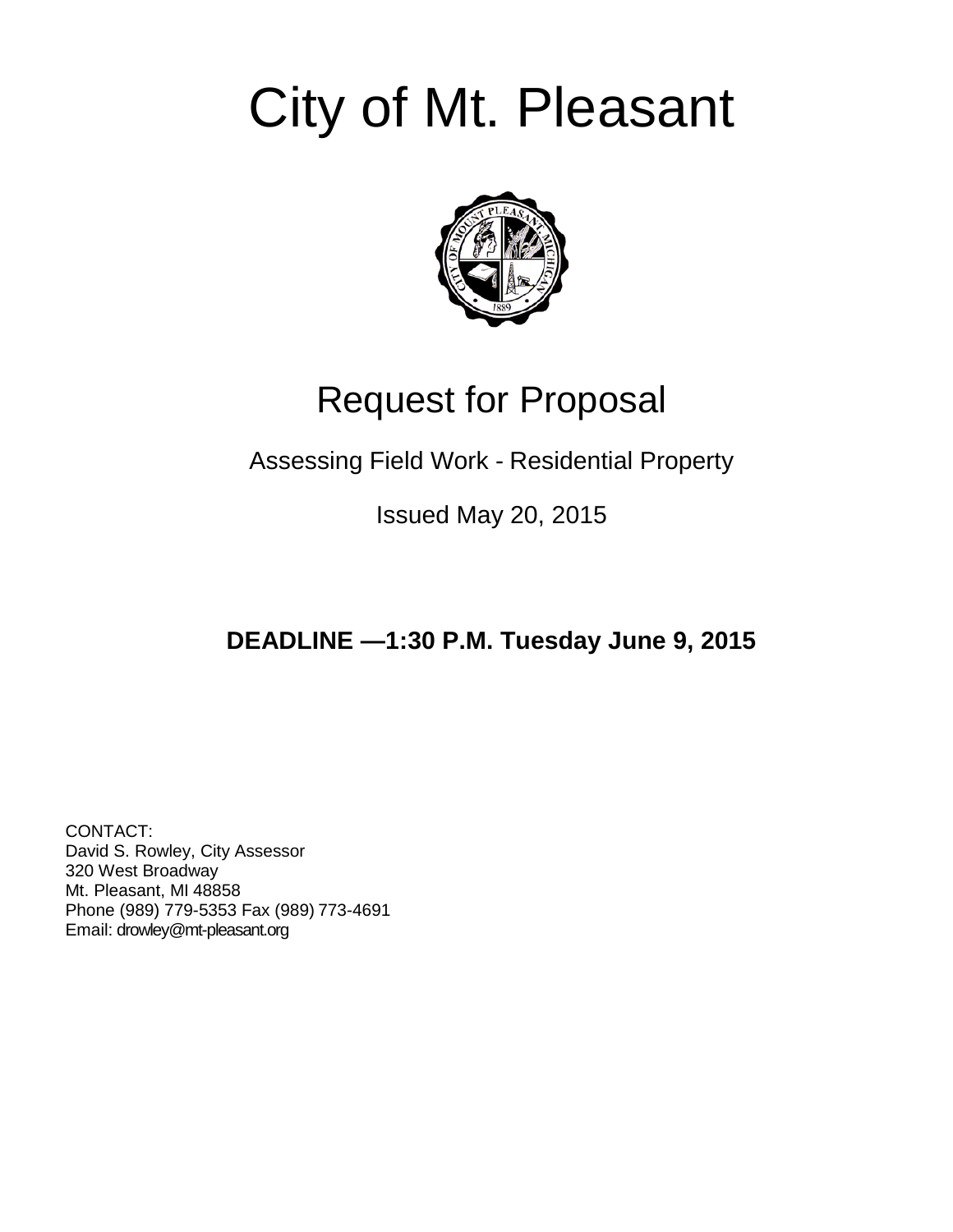# City of Mt. Pleasant

## Request for Proposal

Assessing Field Work - Residential Property

Issued May 20, 2015

**DEADLINE —1:30 P.M. Tuesday June 9, 2015**

CONTACT:
David S. Rowley, City Assessor
320 West Broadway
Mt. Pleasant, MI 48858
Phone (989) 779-5353 Fax (989) 773-4691
Email: drowley@mt-pleasant.org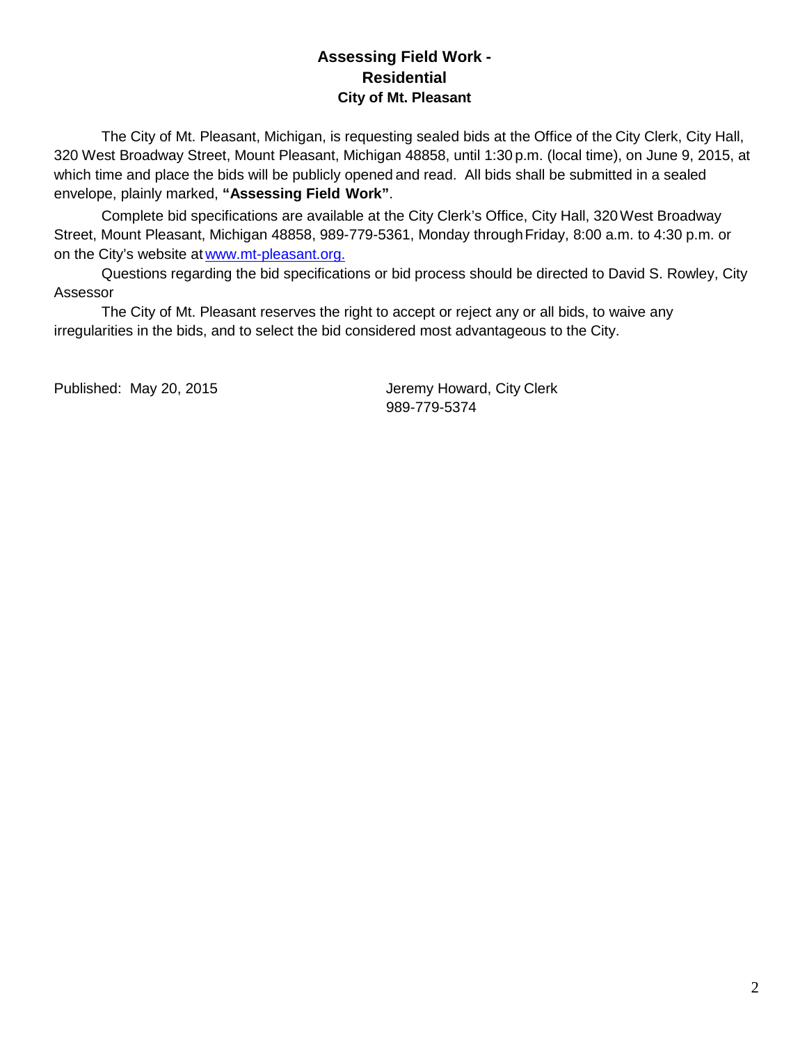## Assessing Field Work - Residential

### City of Mt. Pleasant

The City of Mt. Pleasant, Michigan, is requesting sealed bids at the Office of the City Clerk, City Hall, 320 West Broadway Street, Mount Pleasant, Michigan 48858, until 1:30 p.m. (local time), on June 9, 2015, at which time and place the bids will be publicly opened and read. All bids shall be submitted in a sealed envelope, plainly marked, **"Assessing Field Work"**.

Complete bid specifications are available at the City Clerk's Office, City Hall, 320 West Broadway Street, Mount Pleasant, Michigan 48858, 989-779-5361, Monday through Friday, 8:00 a.m. to 4:30 p.m. or on the City's website at [www.mt-pleasant.org.](http://www.mt-pleasant.org)

Questions regarding the bid specifications or bid process should be directed to David S. Rowley, City Assessor

The City of Mt. Pleasant reserves the right to accept or reject any or all bids, to waive any irregularities in the bids, and to select the bid considered most advantageous to the City.

Published: May 20, 2015

Jeremy Howard, City Clerk
989-779-5374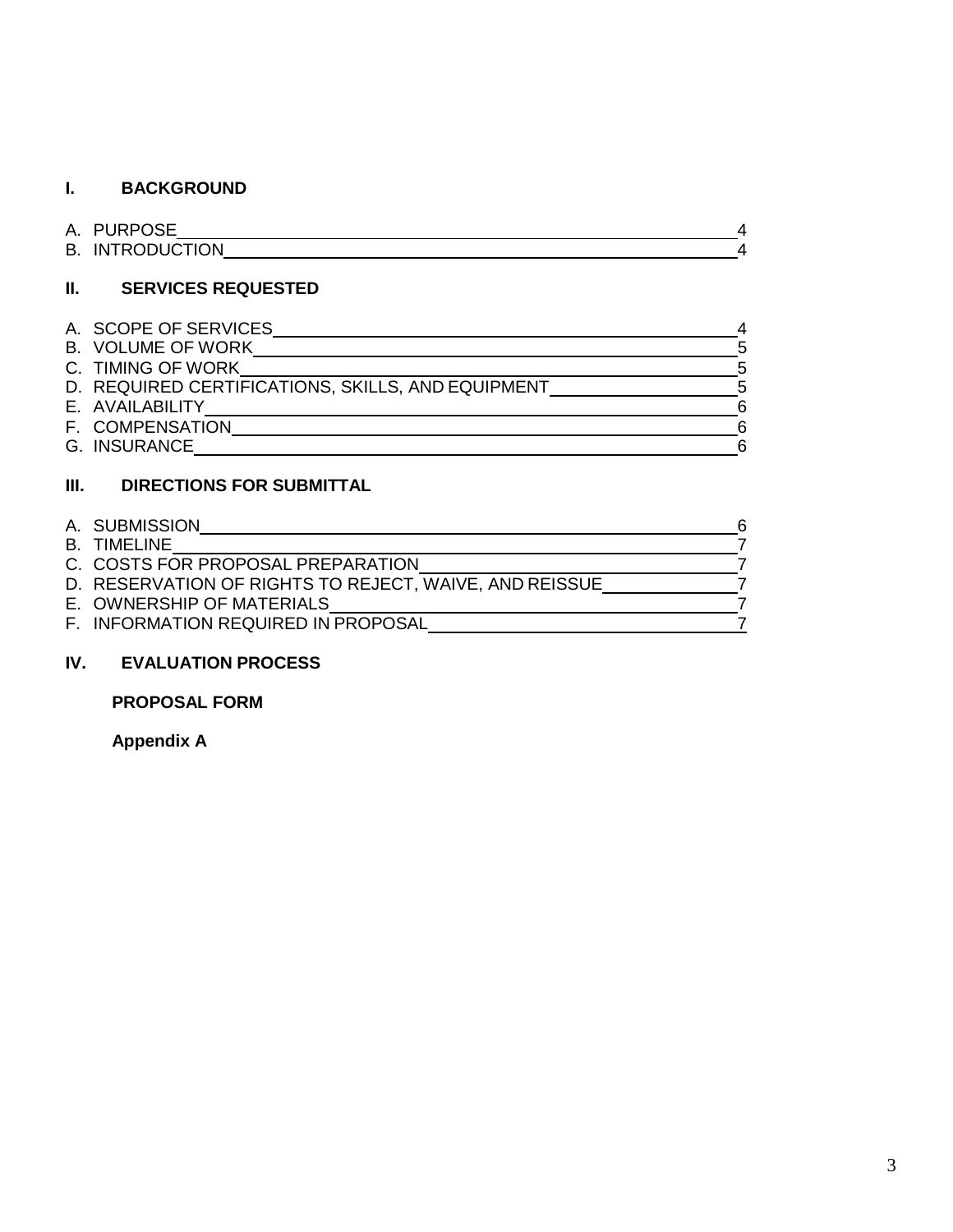## I. BACKGROUND

| | |
|---|---|
| A. PURPOSE | 4 |
| B. INTRODUCTION | 4 |

## II. SERVICES REQUESTED

| | |
|---|---|
| A. SCOPE OF SERVICES | 4 |
| B. VOLUME OF WORK | 5 |
| C. TIMING OF WORK | 5 |
| D. REQUIRED CERTIFICATIONS, SKILLS, AND EQUIPMENT | 5 |
| E. AVAILABILITY | 6 |
| F. COMPENSATION | 6 |
| G. INSURANCE | 6 |

## III. DIRECTIONS FOR SUBMITTAL

| | |
|---|---|
| A. SUBMISSION | 6 |
| B. TIMELINE | 7 |
| C. COSTS FOR PROPOSAL PREPARATION | 7 |
| D. RESERVATION OF RIGHTS TO REJECT, WAIVE, AND REISSUE | 7 |
| E. OWNERSHIP OF MATERIALS | 7 |
| F. INFORMATION REQUIRED IN PROPOSAL | 7 |

## IV. EVALUATION PROCESS

**PROPOSAL FORM**

**Appendix A**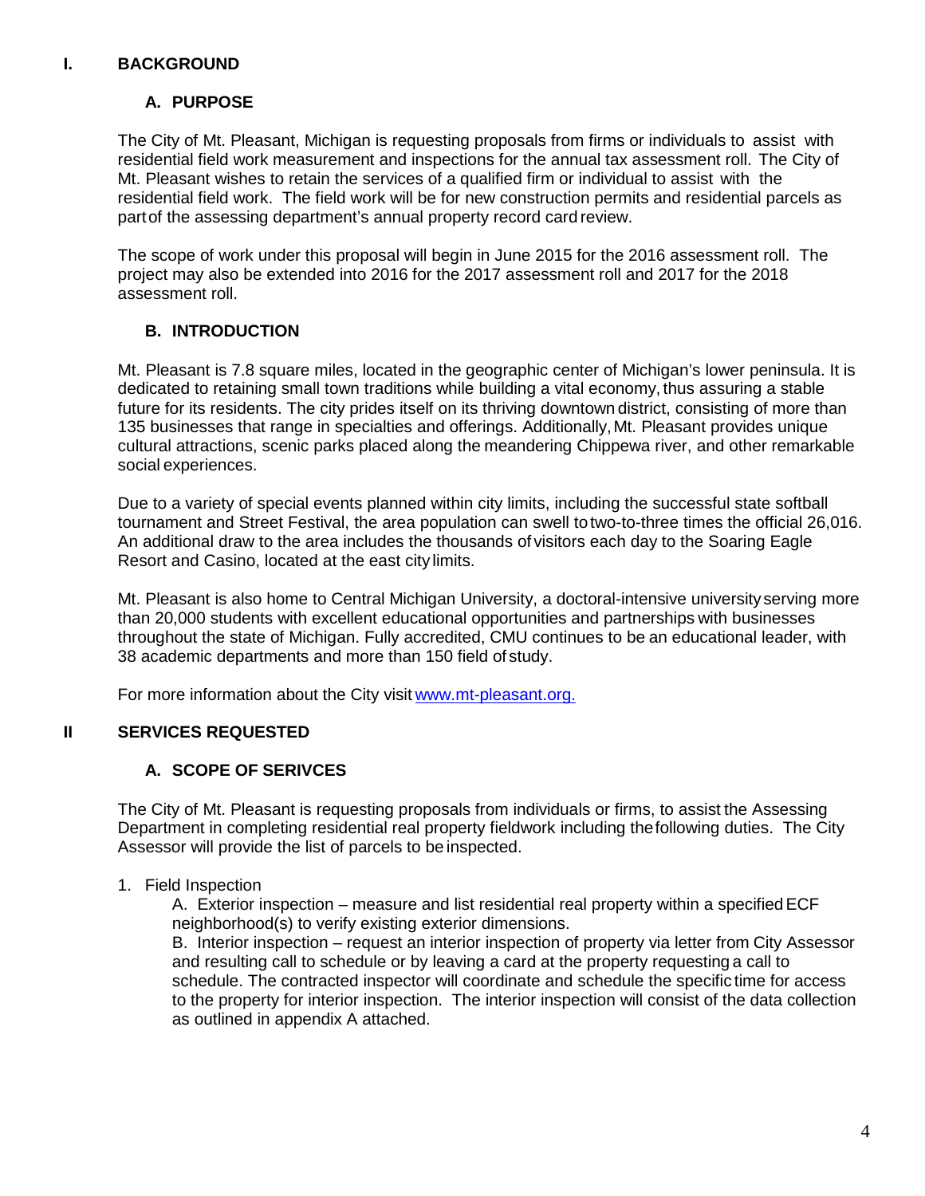## I. BACKGROUND

### A. PURPOSE

The City of Mt. Pleasant, Michigan is requesting proposals from firms or individuals to assist with residential field work measurement and inspections for the annual tax assessment roll. The City of Mt. Pleasant wishes to retain the services of a qualified firm or individual to assist with the residential field work. The field work will be for new construction permits and residential parcels as part of the assessing department's annual property record card review.

The scope of work under this proposal will begin in June 2015 for the 2016 assessment roll. The project may also be extended into 2016 for the 2017 assessment roll and 2017 for the 2018 assessment roll.

### B. INTRODUCTION

Mt. Pleasant is 7.8 square miles, located in the geographic center of Michigan's lower peninsula. It is dedicated to retaining small town traditions while building a vital economy, thus assuring a stable future for its residents. The city prides itself on its thriving downtown district, consisting of more than 135 businesses that range in specialties and offerings. Additionally, Mt. Pleasant provides unique cultural attractions, scenic parks placed along the meandering Chippewa river, and other remarkable social experiences.

Due to a variety of special events planned within city limits, including the successful state softball tournament and Street Festival, the area population can swell to two-to-three times the official 26,016. An additional draw to the area includes the thousands of visitors each day to the Soaring Eagle Resort and Casino, located at the east city limits.

Mt. Pleasant is also home to Central Michigan University, a doctoral-intensive university serving more than 20,000 students with excellent educational opportunities and partnerships with businesses throughout the state of Michigan. Fully accredited, CMU continues to be an educational leader, with 38 academic departments and more than 150 field of study.

For more information about the City visit www.mt-pleasant.org.

## II SERVICES REQUESTED

### A. SCOPE OF SERIVCES

The City of Mt. Pleasant is requesting proposals from individuals or firms, to assist the Assessing Department in completing residential real property fieldwork including the following duties. The City Assessor will provide the list of parcels to be inspected.

1. Field Inspection

   A. Exterior inspection – measure and list residential real property within a specified ECF neighborhood(s) to verify existing exterior dimensions.

   B. Interior inspection – request an interior inspection of property via letter from City Assessor and resulting call to schedule or by leaving a card at the property requesting a call to schedule. The contracted inspector will coordinate and schedule the specific time for access to the property for interior inspection. The interior inspection will consist of the data collection as outlined in appendix A attached.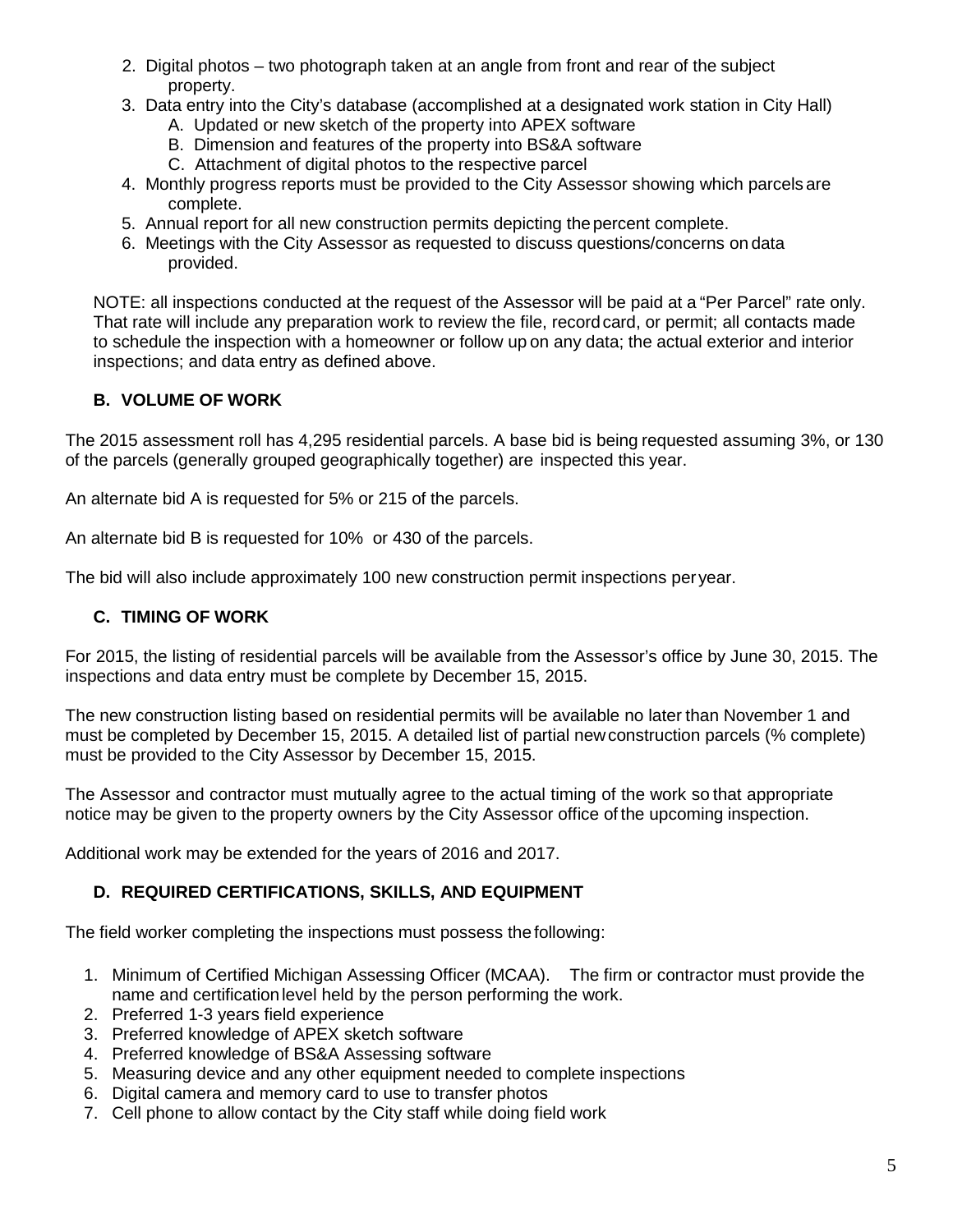2. Digital photos – two photograph taken at an angle from front and rear of the subject property.
3. Data entry into the City's database (accomplished at a designated work station in City Hall)
   - A. Updated or new sketch of the property into APEX software
   - B. Dimension and features of the property into BS&A software
   - C. Attachment of digital photos to the respective parcel
4. Monthly progress reports must be provided to the City Assessor showing which parcels are complete.
5. Annual report for all new construction permits depicting the percent complete.
6. Meetings with the City Assessor as requested to discuss questions/concerns on data provided.

NOTE: all inspections conducted at the request of the Assessor will be paid at a "Per Parcel" rate only. That rate will include any preparation work to review the file, record card, or permit; all contacts made to schedule the inspection with a homeowner or follow up on any data; the actual exterior and interior inspections; and data entry as defined above.

### B. VOLUME OF WORK

The 2015 assessment roll has 4,295 residential parcels. A base bid is being requested assuming 3%, or 130 of the parcels (generally grouped geographically together) are inspected this year.

An alternate bid A is requested for 5% or 215 of the parcels.

An alternate bid B is requested for 10% or 430 of the parcels.

The bid will also include approximately 100 new construction permit inspections per year.

### C. TIMING OF WORK

For 2015, the listing of residential parcels will be available from the Assessor's office by June 30, 2015. The inspections and data entry must be complete by December 15, 2015.

The new construction listing based on residential permits will be available no later than November 1 and must be completed by December 15, 2015. A detailed list of partial new construction parcels (% complete) must be provided to the City Assessor by December 15, 2015.

The Assessor and contractor must mutually agree to the actual timing of the work so that appropriate notice may be given to the property owners by the City Assessor office of the upcoming inspection.

Additional work may be extended for the years of 2016 and 2017.

### D. REQUIRED CERTIFICATIONS, SKILLS, AND EQUIPMENT

The field worker completing the inspections must possess the following:

1. Minimum of Certified Michigan Assessing Officer (MCAA). The firm or contractor must provide the name and certification level held by the person performing the work.
2. Preferred 1-3 years field experience
3. Preferred knowledge of APEX sketch software
4. Preferred knowledge of BS&A Assessing software
5. Measuring device and any other equipment needed to complete inspections
6. Digital camera and memory card to use to transfer photos
7. Cell phone to allow contact by the City staff while doing field work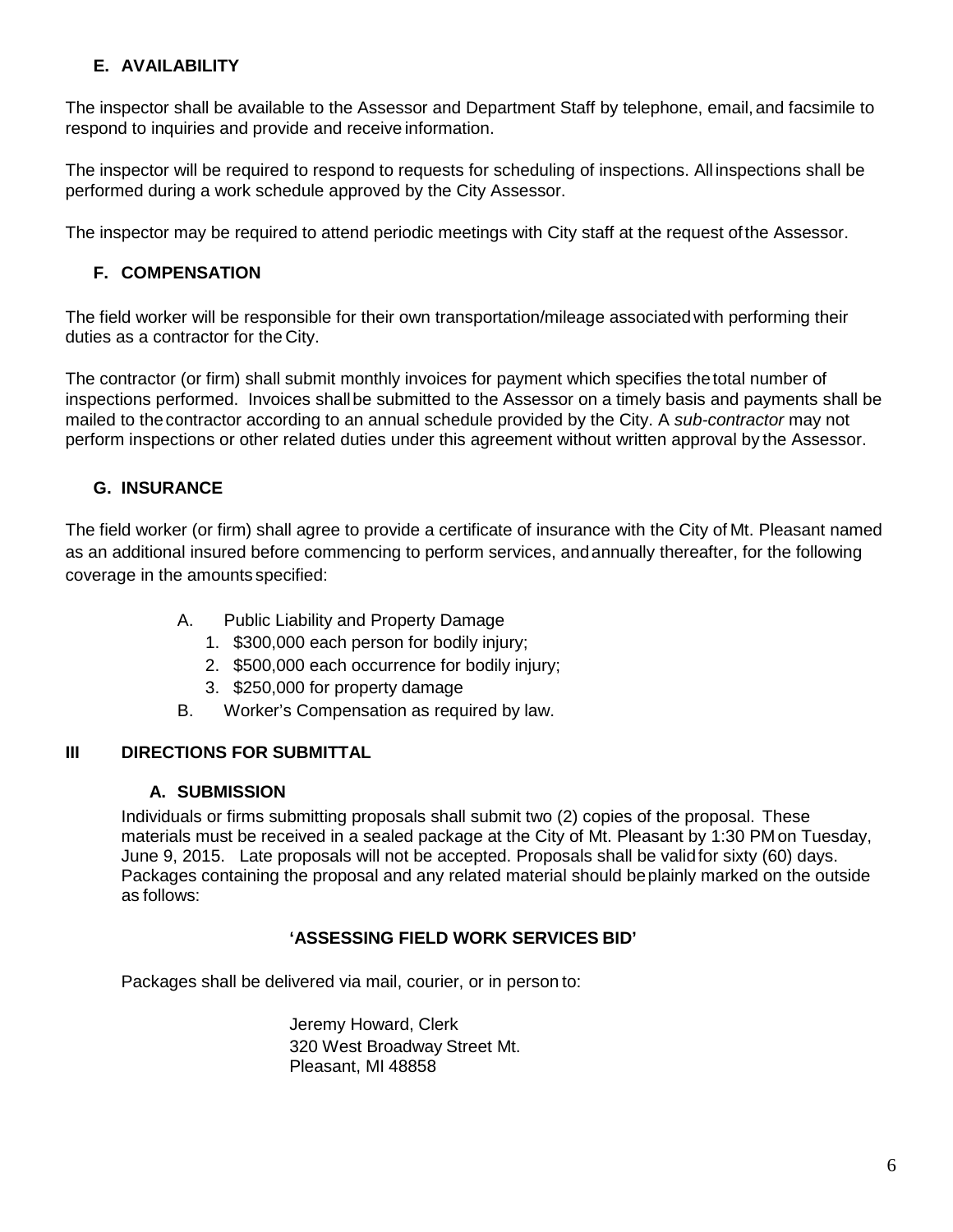### E. AVAILABILITY

The inspector shall be available to the Assessor and Department Staff by telephone, email, and facsimile to respond to inquiries and provide and receive information.

The inspector will be required to respond to requests for scheduling of inspections. All inspections shall be performed during a work schedule approved by the City Assessor.

The inspector may be required to attend periodic meetings with City staff at the request of the Assessor.

### F. COMPENSATION

The field worker will be responsible for their own transportation/mileage associated with performing their duties as a contractor for the City.

The contractor (or firm) shall submit monthly invoices for payment which specifies the total number of inspections performed. Invoices shall be submitted to the Assessor on a timely basis and payments shall be mailed to the contractor according to an annual schedule provided by the City. A *sub-contractor* may not perform inspections or other related duties under this agreement without written approval by the Assessor.

### G. INSURANCE

The field worker (or firm) shall agree to provide a certificate of insurance with the City of Mt. Pleasant named as an additional insured before commencing to perform services, and annually thereafter, for the following coverage in the amounts specified:

A. Public Liability and Property Damage
   1. $300,000 each person for bodily injury;
   2. $500,000 each occurrence for bodily injury;
   3. $250,000 for property damage

B. Worker's Compensation as required by law.

## III DIRECTIONS FOR SUBMITTAL

### A. SUBMISSION

Individuals or firms submitting proposals shall submit two (2) copies of the proposal. These materials must be received in a sealed package at the City of Mt. Pleasant by 1:30 PM on Tuesday, June 9, 2015. Late proposals will not be accepted. Proposals shall be valid for sixty (60) days. Packages containing the proposal and any related material should be plainly marked on the outside as follows:

**'ASSESSING FIELD WORK SERVICES BID'**

Packages shall be delivered via mail, courier, or in person to:

Jeremy Howard, Clerk
320 West Broadway Street Mt.
Pleasant, MI 48858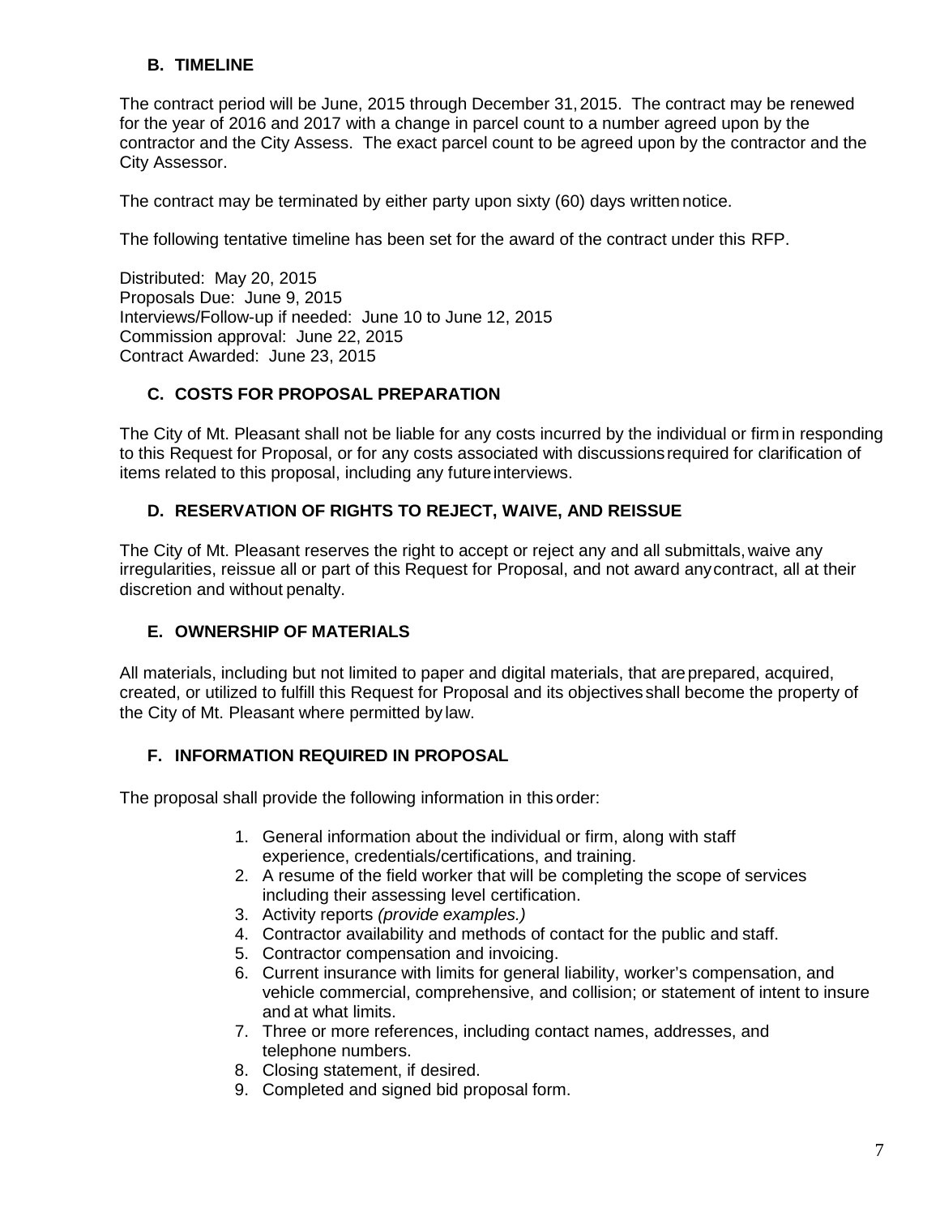### B. TIMELINE

The contract period will be June, 2015 through December 31, 2015. The contract may be renewed for the year of 2016 and 2017 with a change in parcel count to a number agreed upon by the contractor and the City Assess. The exact parcel count to be agreed upon by the contractor and the City Assessor.

The contract may be terminated by either party upon sixty (60) days written notice.

The following tentative timeline has been set for the award of the contract under this RFP.

Distributed: May 20, 2015
Proposals Due: June 9, 2015
Interviews/Follow-up if needed: June 10 to June 12, 2015
Commission approval: June 22, 2015
Contract Awarded: June 23, 2015

### C. COSTS FOR PROPOSAL PREPARATION

The City of Mt. Pleasant shall not be liable for any costs incurred by the individual or firm in responding to this Request for Proposal, or for any costs associated with discussions required for clarification of items related to this proposal, including any future interviews.

### D. RESERVATION OF RIGHTS TO REJECT, WAIVE, AND REISSUE

The City of Mt. Pleasant reserves the right to accept or reject any and all submittals, waive any irregularities, reissue all or part of this Request for Proposal, and not award any contract, all at their discretion and without penalty.

### E. OWNERSHIP OF MATERIALS

All materials, including but not limited to paper and digital materials, that are prepared, acquired, created, or utilized to fulfill this Request for Proposal and its objectives shall become the property of the City of Mt. Pleasant where permitted by law.

### F. INFORMATION REQUIRED IN PROPOSAL

The proposal shall provide the following information in this order:

1. General information about the individual or firm, along with staff experience, credentials/certifications, and training.
2. A resume of the field worker that will be completing the scope of services including their assessing level certification.
3. Activity reports *(provide examples.)*
4. Contractor availability and methods of contact for the public and staff.
5. Contractor compensation and invoicing.
6. Current insurance with limits for general liability, worker's compensation, and vehicle commercial, comprehensive, and collision; or statement of intent to insure and at what limits.
7. Three or more references, including contact names, addresses, and telephone numbers.
8. Closing statement, if desired.
9. Completed and signed bid proposal form.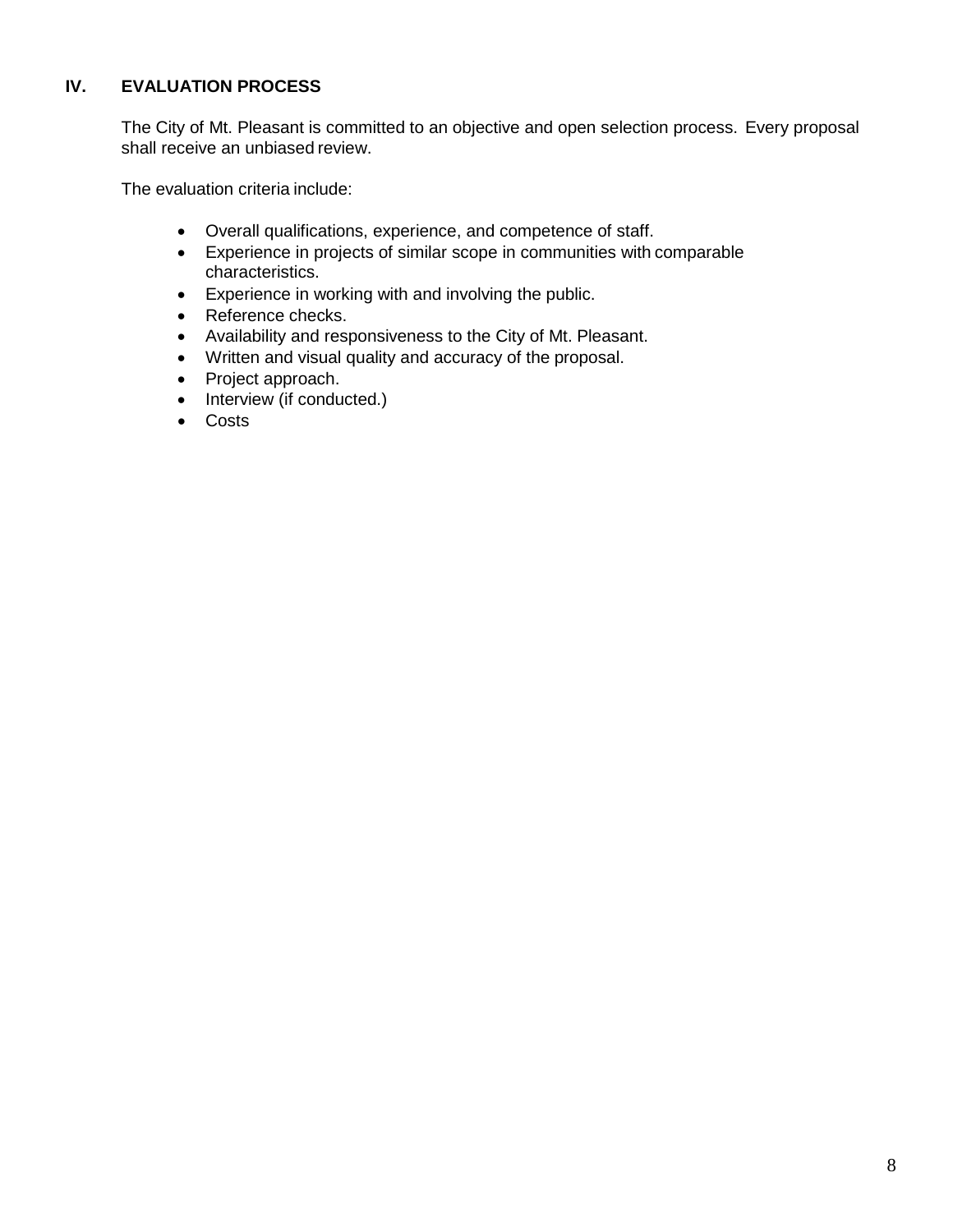## IV. EVALUATION PROCESS

The City of Mt. Pleasant is committed to an objective and open selection process. Every proposal shall receive an unbiased review.

The evaluation criteria include:

- Overall qualifications, experience, and competence of staff.
- Experience in projects of similar scope in communities with comparable characteristics.
- Experience in working with and involving the public.
- Reference checks.
- Availability and responsiveness to the City of Mt. Pleasant.
- Written and visual quality and accuracy of the proposal.
- Project approach.
- Interview (if conducted.)
- Costs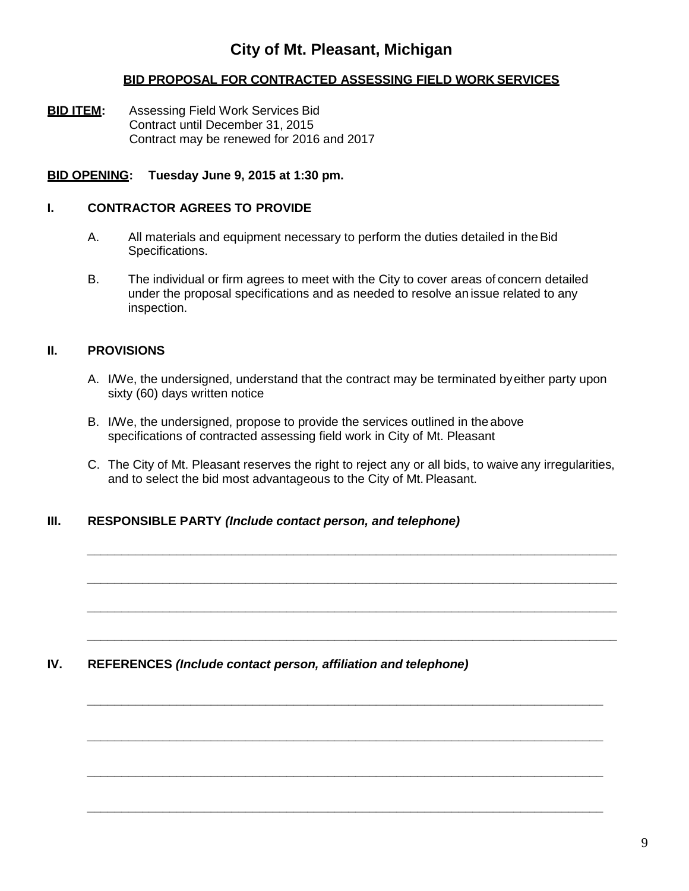# City of Mt. Pleasant, Michigan

**BID PROPOSAL FOR CONTRACTED ASSESSING FIELD WORK SERVICES**

**BID ITEM:** Assessing Field Work Services Bid
Contract until December 31, 2015
Contract may be renewed for 2016 and 2017

**BID OPENING: Tuesday June 9, 2015 at 1:30 pm.**

## I. CONTRACTOR AGREES TO PROVIDE

A. All materials and equipment necessary to perform the duties detailed in the Bid Specifications.

B. The individual or firm agrees to meet with the City to cover areas of concern detailed under the proposal specifications and as needed to resolve an issue related to any inspection.

## II. PROVISIONS

A. I/We, the undersigned, understand that the contract may be terminated by either party upon sixty (60) days written notice

B. I/We, the undersigned, propose to provide the services outlined in the above specifications of contracted assessing field work in City of Mt. Pleasant

C. The City of Mt. Pleasant reserves the right to reject any or all bids, to waive any irregularities, and to select the bid most advantageous to the City of Mt. Pleasant.

## III. RESPONSIBLE PARTY *(Include contact person, and telephone)*

________________________________________________________________________________

________________________________________________________________________________

________________________________________________________________________________

________________________________________________________________________________

## IV. REFERENCES *(Include contact person, affiliation and telephone)*

________________________________________________________________________________

________________________________________________________________________________

________________________________________________________________________________

________________________________________________________________________________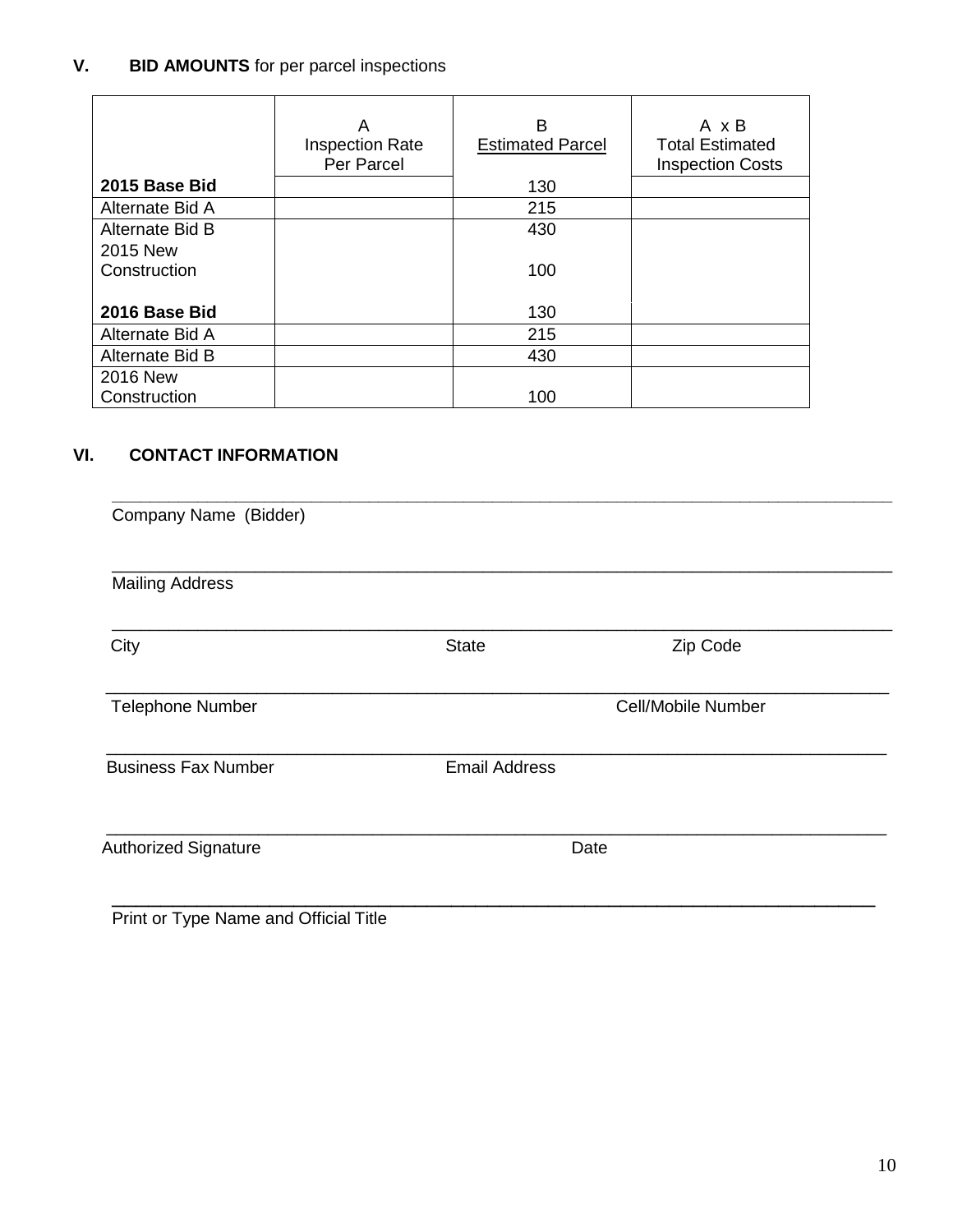## V. BID AMOUNTS for per parcel inspections

| | A<br>Inspection Rate Per Parcel | B<br>Estimated Parcel | A x B<br>Total Estimated Inspection Costs |
|---|---|---|---|
| **2015 Base Bid** | | 130 | |
| Alternate Bid A | | 215 | |
| Alternate Bid B | | 430 | |
| 2015 New Construction | | 100 | |
| **2016 Base Bid** | | 130 | |
| Alternate Bid A | | 215 | |
| Alternate Bid B | | 430 | |
| 2016 New Construction | | 100 | |

## VI. CONTACT INFORMATION

______________________________________________________________________
Company Name (Bidder)

______________________________________________________________________
Mailing Address

______________________________________________________________________
City State Zip Code

______________________________________________________________________
Telephone Number Cell/Mobile Number

______________________________________________________________________
Business Fax Number Email Address

______________________________________________________________________
Authorized Signature Date

______________________________________________________________________
Print or Type Name and Official Title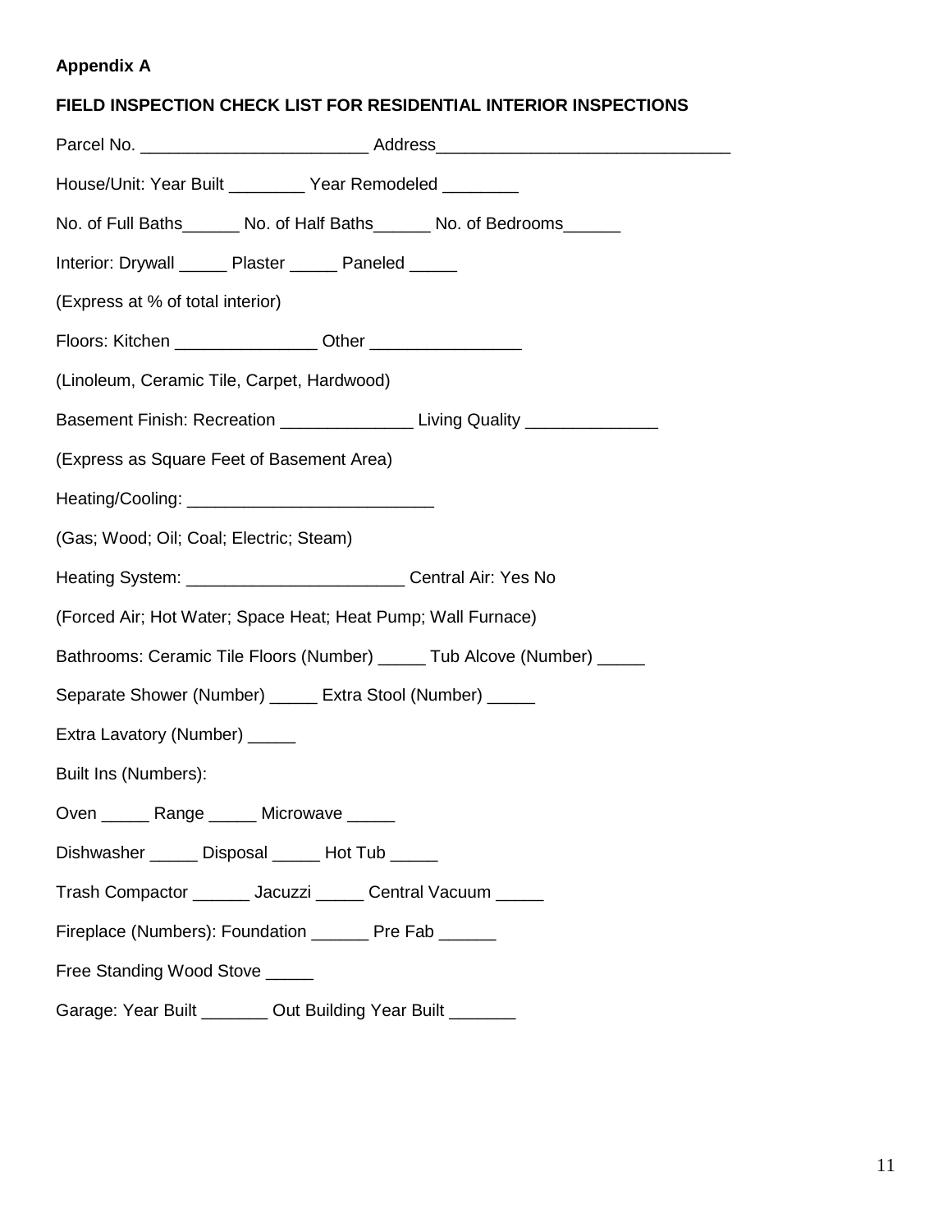**Appendix A**

**FIELD INSPECTION CHECK LIST FOR RESIDENTIAL INTERIOR INSPECTIONS**

Parcel No. ________________________ Address_______________________________

House/Unit: Year Built ________ Year Remodeled ________

No. of Full Baths______ No. of Half Baths______ No. of Bedrooms______

Interior: Drywall _____ Plaster _____ Paneled _____

(Express at % of total interior)

Floors: Kitchen _______________ Other ________________

(Linoleum, Ceramic Tile, Carpet, Hardwood)

Basement Finish: Recreation ______________ Living Quality ______________

(Express as Square Feet of Basement Area)

Heating/Cooling: __________________________

(Gas; Wood; Oil; Coal; Electric; Steam)

Heating System: _______________________ Central Air: Yes No

(Forced Air; Hot Water; Space Heat; Heat Pump; Wall Furnace)

Bathrooms: Ceramic Tile Floors (Number) _____ Tub Alcove (Number) _____

Separate Shower (Number) _____ Extra Stool (Number) _____

Extra Lavatory (Number) _____

Built Ins (Numbers):

Oven _____ Range _____ Microwave _____

Dishwasher _____ Disposal _____ Hot Tub _____

Trash Compactor ______ Jacuzzi _____ Central Vacuum _____

Fireplace (Numbers): Foundation ______ Pre Fab ______

Free Standing Wood Stove _____

Garage: Year Built _______ Out Building Year Built _______